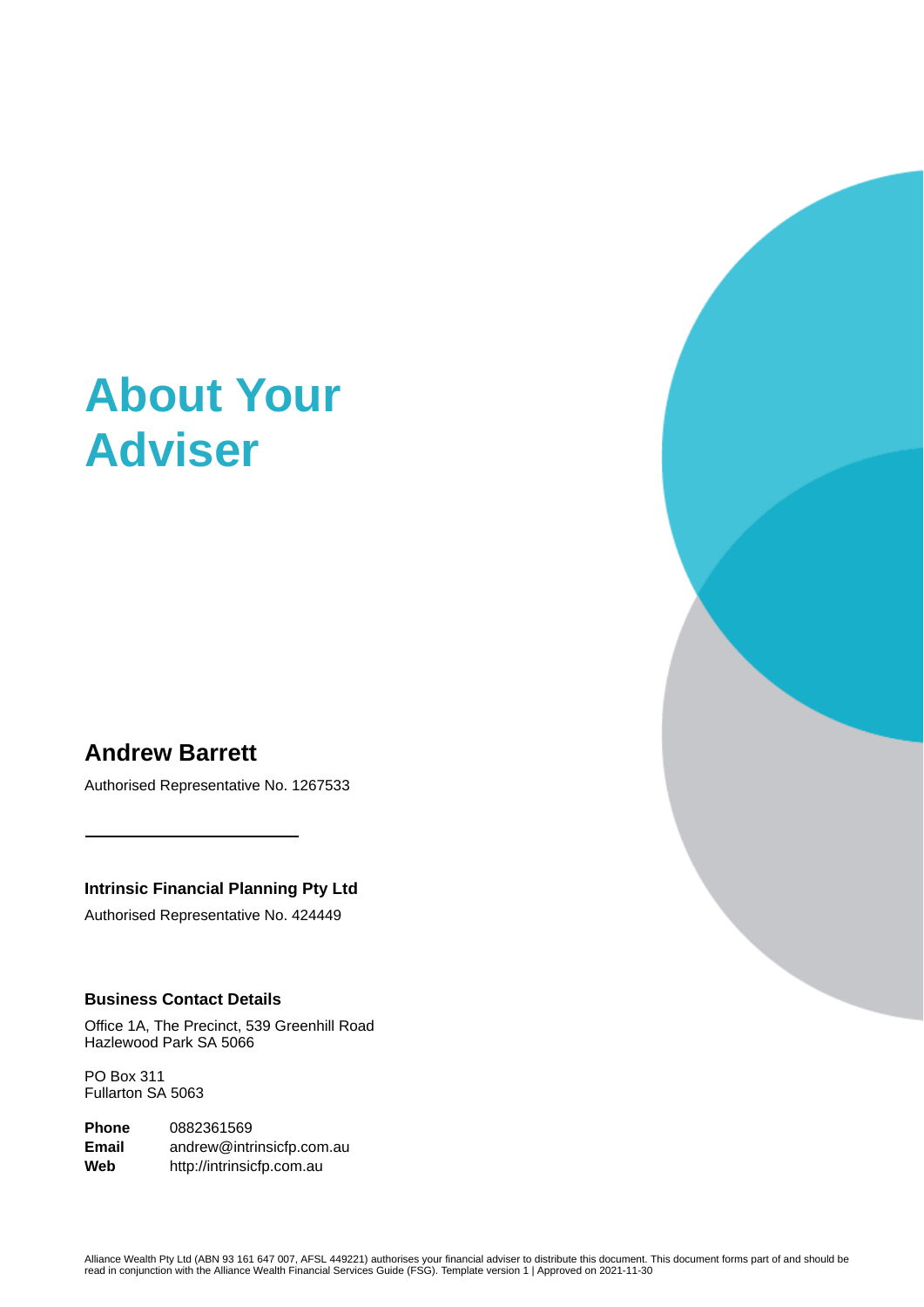# About Your Adviser

## Andrew Barrett

Authorised Representative No. 1267533

---

### Intrinsic Financial Planning Pty Ltd

Authorised Representative No. 424449

### Business Contact Details

Office 1A, The Precinct, 539 Greenhill Road
Hazlewood Park SA 5066

PO Box 311
Fullarton SA 5063

**Phone** 0882361569
**Email** andrew@intrinsicfp.com.au
**Web** http://intrinsicfp.com.au

Alliance Wealth Pty Ltd (ABN 93 161 647 007, AFSL 449221) authorises your financial adviser to distribute this document. This document forms part of and should be read in conjunction with the Alliance Wealth Financial Services Guide (FSG). Template version 1 | Approved on 2021-11-30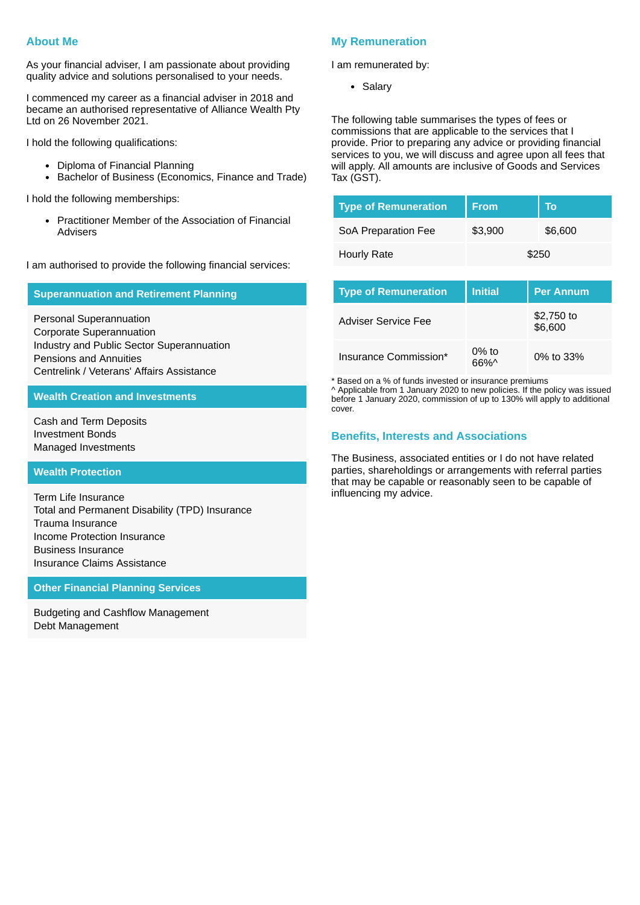## About Me

As your financial adviser, I am passionate about providing quality advice and solutions personalised to your needs.

I commenced my career as a financial adviser in 2018 and became an authorised representative of Alliance Wealth Pty Ltd on 26 November 2021.

I hold the following qualifications:

- Diploma of Financial Planning
- Bachelor of Business (Economics, Finance and Trade)

I hold the following memberships:

- Practitioner Member of the Association of Financial Advisers

I am authorised to provide the following financial services:

| Superannuation and Retirement Planning |
|---|
| Personal Superannuation<br>Corporate Superannuation<br>Industry and Public Sector Superannuation<br>Pensions and Annuities<br>Centrelink / Veterans' Affairs Assistance |

| Wealth Creation and Investments |
|---|
| Cash and Term Deposits<br>Investment Bonds<br>Managed Investments |

| Wealth Protection |
|---|
| Term Life Insurance<br>Total and Permanent Disability (TPD) Insurance<br>Trauma Insurance<br>Income Protection Insurance<br>Business Insurance<br>Insurance Claims Assistance |

| Other Financial Planning Services |
|---|
| Budgeting and Cashflow Management<br>Debt Management |

## My Remuneration

I am remunerated by:

- Salary

The following table summarises the types of fees or commissions that are applicable to the services that I provide. Prior to preparing any advice or providing financial services to you, we will discuss and agree upon all fees that will apply. All amounts are inclusive of Goods and Services Tax (GST).

| Type of Remuneration | From | To |
|---|---|---|
| SoA Preparation Fee | $3,900 | $6,600 |
| Hourly Rate | $250 | |

| Type of Remuneration | Initial | Per Annum |
|---|---|---|
| Adviser Service Fee | | $2,750 to $6,600 |
| Insurance Commission* | 0% to 66%^ | 0% to 33% |

* Based on a % of funds invested or insurance premiums
^ Applicable from 1 January 2020 to new policies. If the policy was issued before 1 January 2020, commission of up to 130% will apply to additional cover.

## Benefits, Interests and Associations

The Business, associated entities or I do not have related parties, shareholdings or arrangements with referral parties that may be capable or reasonably seen to be capable of influencing my advice.